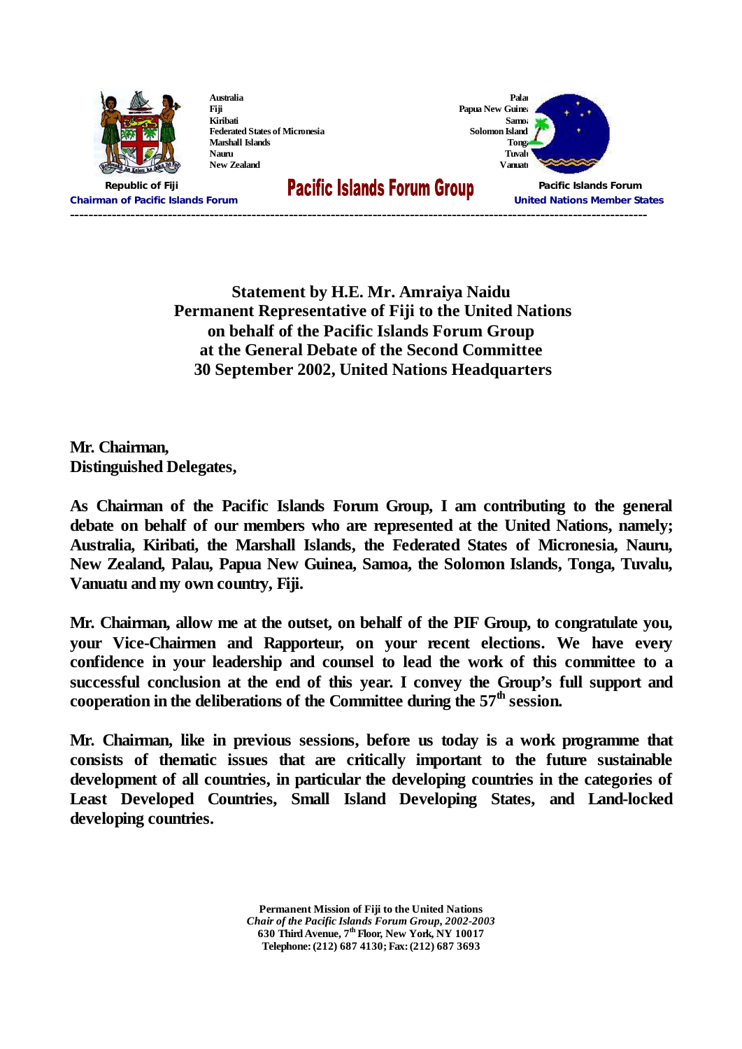Australia
Fiji
Kiribati
Federated States of Micronesia
Marshall Islands
Nauru
New Zealand

Palau
Papua New Guinea
Samoa
Solomon Islands
Tonga
Tuvalu
Vanuatu

**Republic of Fiji**
**Chairman of Pacific Islands Forum**

# Pacific Islands Forum Group

**Pacific Islands Forum**
**United Nations Member States**

---

**Statement by H.E. Mr. Amraiya Naidu**
**Permanent Representative of Fiji to the United Nations**
**on behalf of the Pacific Islands Forum Group**
**at the General Debate of the Second Committee**
**30 September 2002, United Nations Headquarters**

**Mr. Chairman,**
**Distinguished Delegates,**

**As Chairman of the Pacific Islands Forum Group, I am contributing to the general debate on behalf of our members who are represented at the United Nations, namely; Australia, Kiribati, the Marshall Islands, the Federated States of Micronesia, Nauru, New Zealand, Palau, Papua New Guinea, Samoa, the Solomon Islands, Tonga, Tuvalu, Vanuatu and my own country, Fiji.**

**Mr. Chairman, allow me at the outset, on behalf of the PIF Group, to congratulate you, your Vice-Chairmen and Rapporteur, on your recent elections. We have every confidence in your leadership and counsel to lead the work of this committee to a successful conclusion at the end of this year. I convey the Group's full support and cooperation in the deliberations of the Committee during the 57th session.**

**Mr. Chairman, like in previous sessions, before us today is a work programme that consists of thematic issues that are critically important to the future sustainable development of all countries, in particular the developing countries in the categories of Least Developed Countries, Small Island Developing States, and Land-locked developing countries.**

**Permanent Mission of Fiji to the United Nations**
***Chair of the Pacific Islands Forum Group, 2002-2003***
**630 Third Avenue, 7th Floor, New York, NY 10017**
**Telephone: (212) 687 4130; Fax: (212) 687 3693**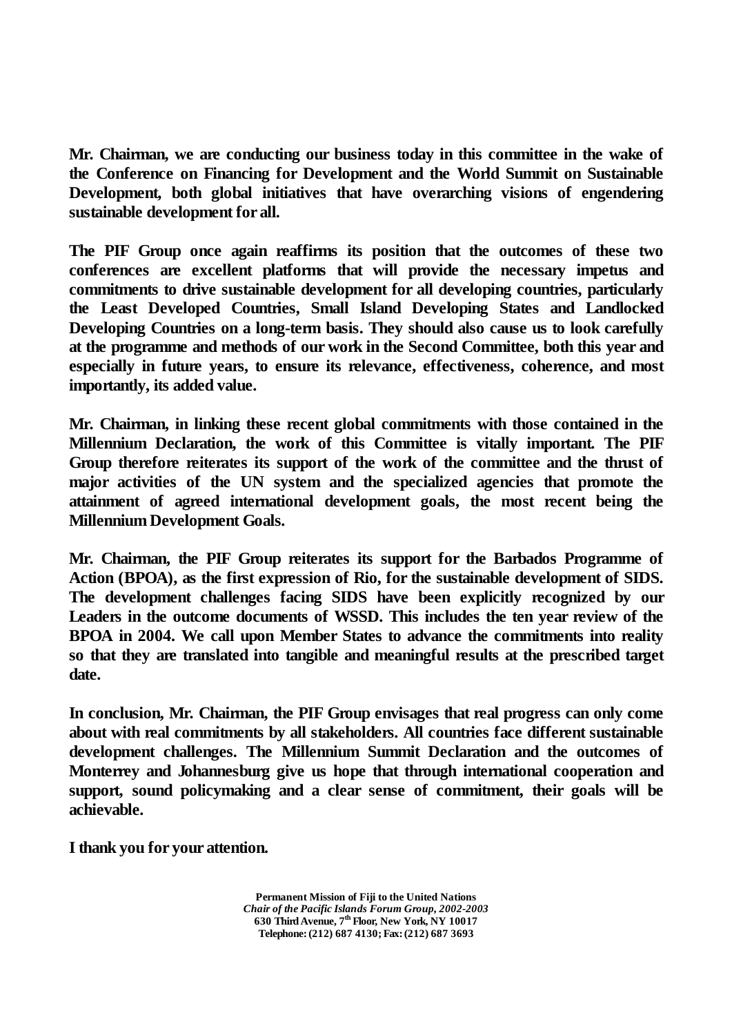**Mr. Chairman, we are conducting our business today in this committee in the wake of the Conference on Financing for Development and the World Summit on Sustainable Development, both global initiatives that have overarching visions of engendering sustainable development for all.**

**The PIF Group once again reaffirms its position that the outcomes of these two conferences are excellent platforms that will provide the necessary impetus and commitments to drive sustainable development for all developing countries, particularly the Least Developed Countries, Small Island Developing States and Landlocked Developing Countries on a long-term basis. They should also cause us to look carefully at the programme and methods of our work in the Second Committee, both this year and especially in future years, to ensure its relevance, effectiveness, coherence, and most importantly, its added value.**

**Mr. Chairman, in linking these recent global commitments with those contained in the Millennium Declaration, the work of this Committee is vitally important. The PIF Group therefore reiterates its support of the work of the committee and the thrust of major activities of the UN system and the specialized agencies that promote the attainment of agreed international development goals, the most recent being the Millennium Development Goals.**

**Mr. Chairman, the PIF Group reiterates its support for the Barbados Programme of Action (BPOA), as the first expression of Rio, for the sustainable development of SIDS. The development challenges facing SIDS have been explicitly recognized by our Leaders in the outcome documents of WSSD. This includes the ten year review of the BPOA in 2004. We call upon Member States to advance the commitments into reality so that they are translated into tangible and meaningful results at the prescribed target date.**

**In conclusion, Mr. Chairman, the PIF Group envisages that real progress can only come about with real commitments by all stakeholders. All countries face different sustainable development challenges. The Millennium Summit Declaration and the outcomes of Monterrey and Johannesburg give us hope that through international cooperation and support, sound policymaking and a clear sense of commitment, their goals will be achievable.**

**I thank you for your attention.**